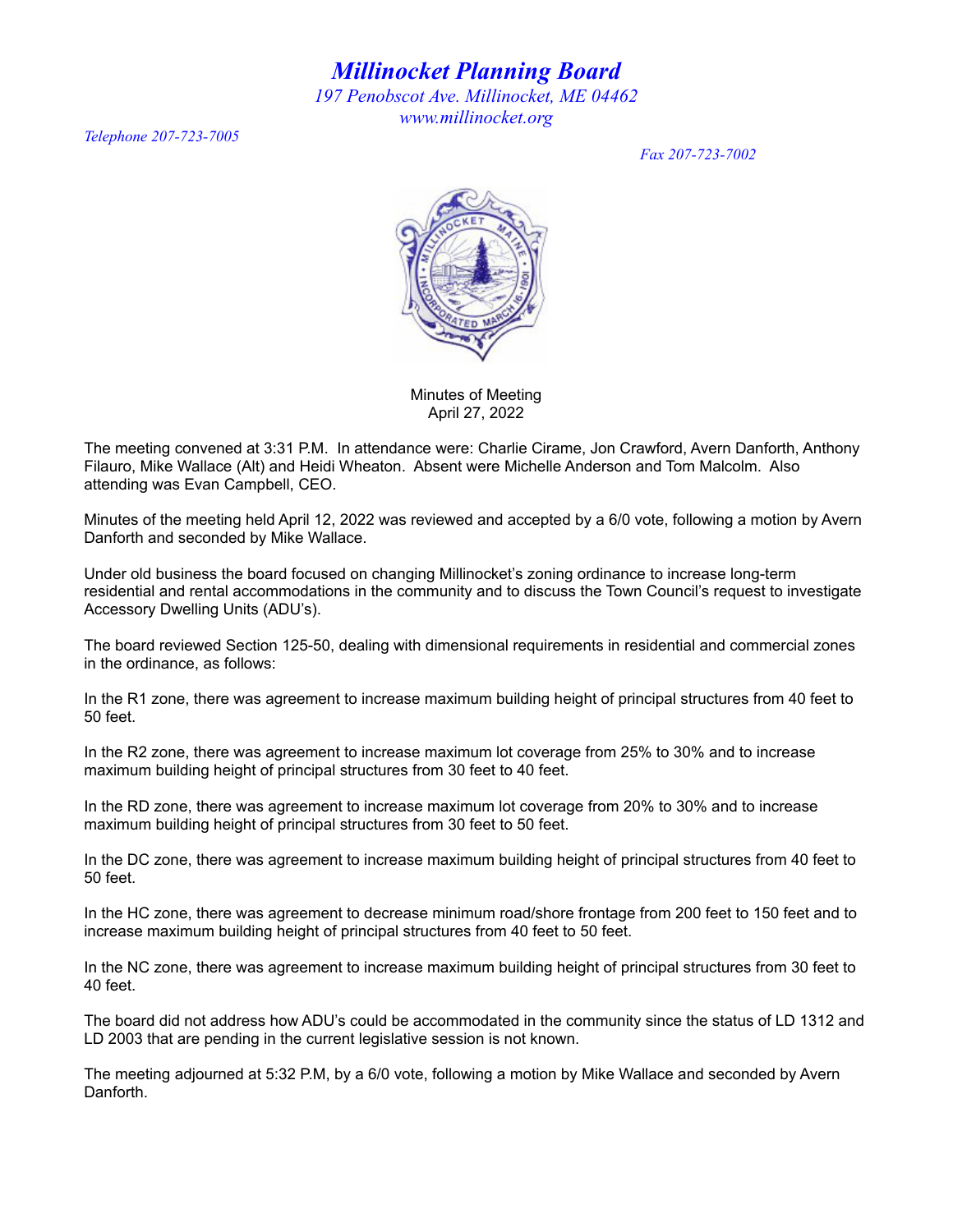# *Millinocket Planning Board*

*197 Penobscot Ave. Millinocket, ME 04462*
*www.millinocket.org*

*Telephone 207-723-7005*

*Fax 207-723-7002*

Minutes of Meeting
April 27, 2022

The meeting convened at 3:31 P.M. In attendance were: Charlie Cirame, Jon Crawford, Avern Danforth, Anthony Filauro, Mike Wallace (Alt) and Heidi Wheaton. Absent were Michelle Anderson and Tom Malcolm. Also attending was Evan Campbell, CEO.

Minutes of the meeting held April 12, 2022 was reviewed and accepted by a 6/0 vote, following a motion by Avern Danforth and seconded by Mike Wallace.

Under old business the board focused on changing Millinocket's zoning ordinance to increase long-term residential and rental accommodations in the community and to discuss the Town Council's request to investigate Accessory Dwelling Units (ADU's).

The board reviewed Section 125-50, dealing with dimensional requirements in residential and commercial zones in the ordinance, as follows:

In the R1 zone, there was agreement to increase maximum building height of principal structures from 40 feet to 50 feet.

In the R2 zone, there was agreement to increase maximum lot coverage from 25% to 30% and to increase maximum building height of principal structures from 30 feet to 40 feet.

In the RD zone, there was agreement to increase maximum lot coverage from 20% to 30% and to increase maximum building height of principal structures from 30 feet to 50 feet.

In the DC zone, there was agreement to increase maximum building height of principal structures from 40 feet to 50 feet.

In the HC zone, there was agreement to decrease minimum road/shore frontage from 200 feet to 150 feet and to increase maximum building height of principal structures from 40 feet to 50 feet.

In the NC zone, there was agreement to increase maximum building height of principal structures from 30 feet to 40 feet.

The board did not address how ADU's could be accommodated in the community since the status of LD 1312 and LD 2003 that are pending in the current legislative session is not known.

The meeting adjourned at 5:32 P.M, by a 6/0 vote, following a motion by Mike Wallace and seconded by Avern Danforth.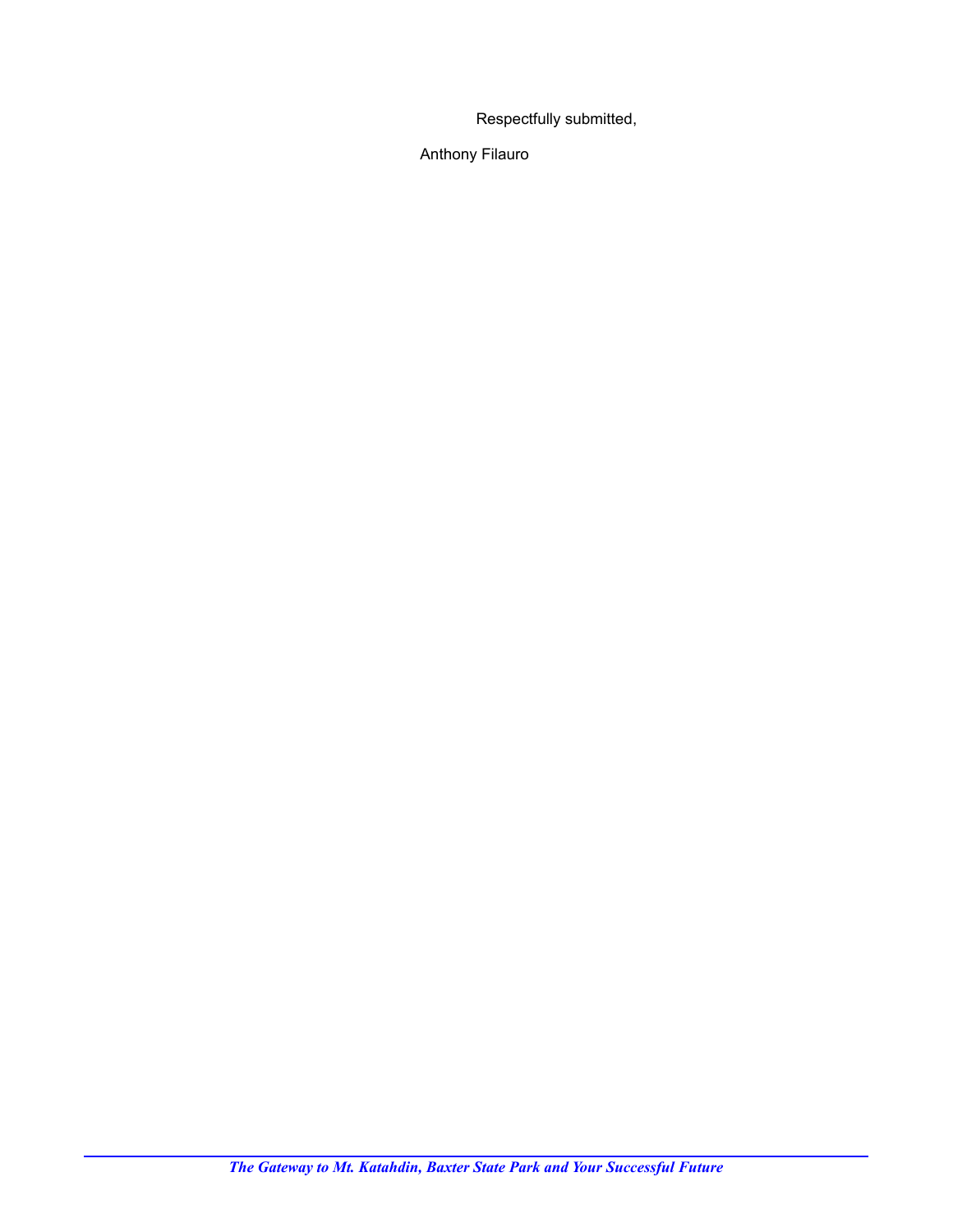Respectfully submitted,

Anthony Filauro